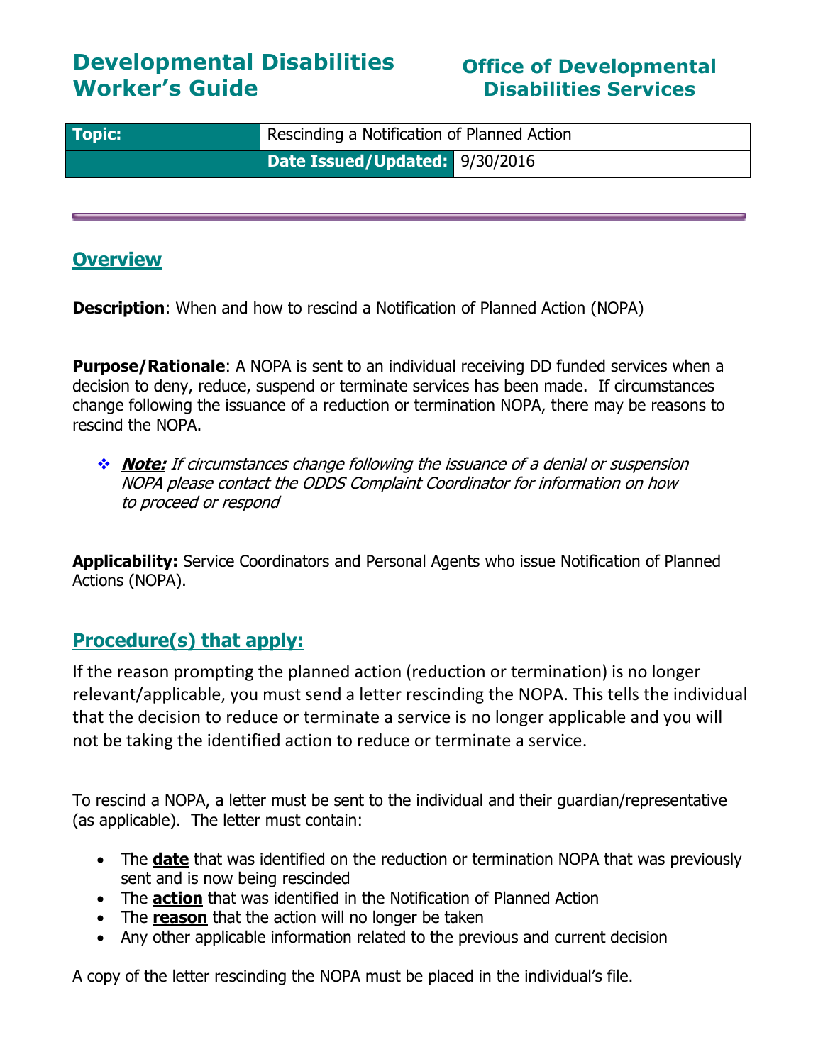# Developmental Disabilities Worker's Guide

# Office of Developmental Disabilities Services

| Topic: | Rescinding a Notification of Planned Action | |
|---|---|---|
| | **Date Issued/Updated:** | 9/30/2016 |

## Overview

**Description**: When and how to rescind a Notification of Planned Action (NOPA)

**Purpose/Rationale**: A NOPA is sent to an individual receiving DD funded services when a decision to deny, reduce, suspend or terminate services has been made. If circumstances change following the issuance of a reduction or termination NOPA, there may be reasons to rescind the NOPA.

- ***Note:*** *If circumstances change following the issuance of a denial or suspension NOPA please contact the ODDS Complaint Coordinator for information on how to proceed or respond*

**Applicability:** Service Coordinators and Personal Agents who issue Notification of Planned Actions (NOPA).

## Procedure(s) that apply:

If the reason prompting the planned action (reduction or termination) is no longer relevant/applicable, you must send a letter rescinding the NOPA. This tells the individual that the decision to reduce or terminate a service is no longer applicable and you will not be taking the identified action to reduce or terminate a service.

To rescind a NOPA, a letter must be sent to the individual and their guardian/representative (as applicable). The letter must contain:

- The **date** that was identified on the reduction or termination NOPA that was previously sent and is now being rescinded
- The **action** that was identified in the Notification of Planned Action
- The **reason** that the action will no longer be taken
- Any other applicable information related to the previous and current decision

A copy of the letter rescinding the NOPA must be placed in the individual's file.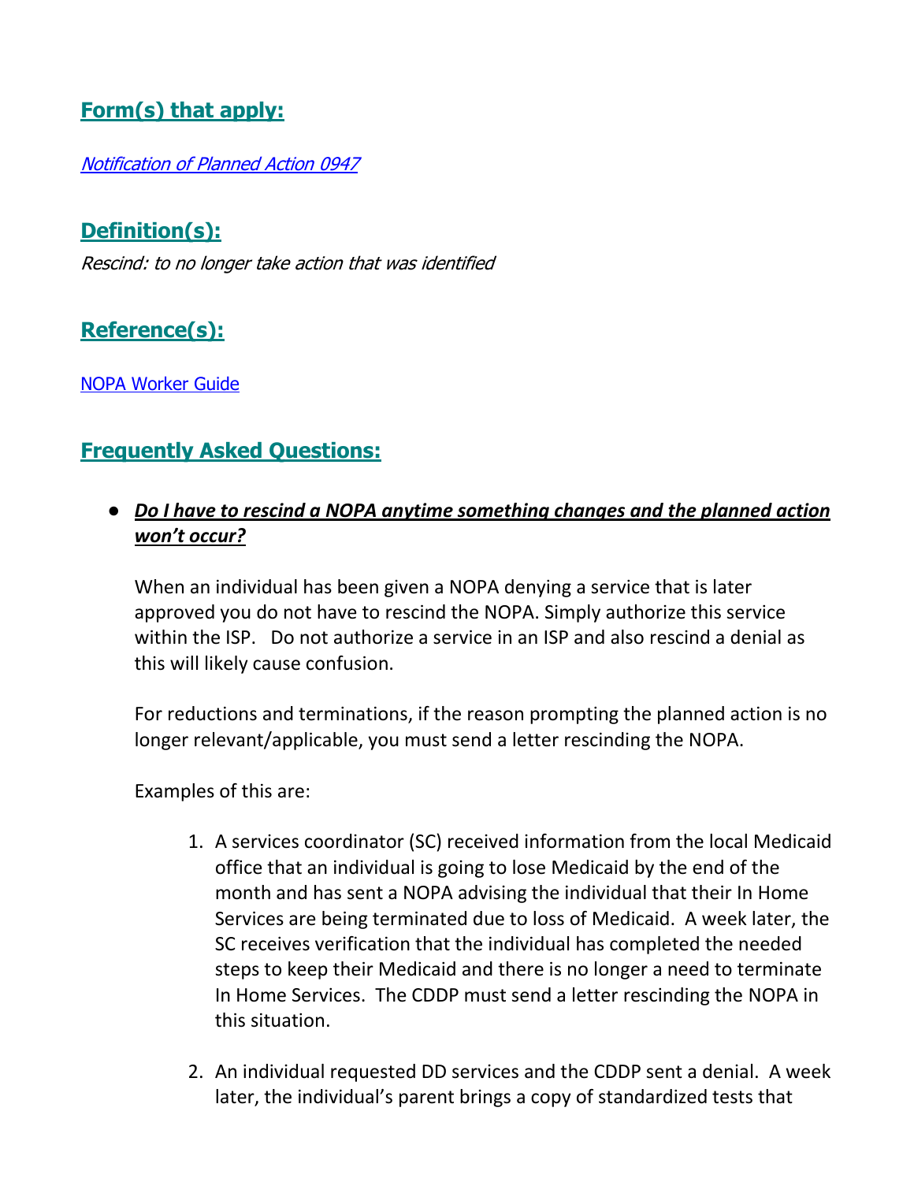## Form(s) that apply:

*[Notification of Planned Action 0947](#)*

## Definition(s):

*Rescind: to no longer take action that was identified*

## Reference(s):

[NOPA Worker Guide](#)

## Frequently Asked Questions:

- ***Do I have to rescind a NOPA anytime something changes and the planned action won't occur?***

  When an individual has been given a NOPA denying a service that is later approved you do not have to rescind the NOPA. Simply authorize this service within the ISP. Do not authorize a service in an ISP and also rescind a denial as this will likely cause confusion.

  For reductions and terminations, if the reason prompting the planned action is no longer relevant/applicable, you must send a letter rescinding the NOPA.

  Examples of this are:

  1. A services coordinator (SC) received information from the local Medicaid office that an individual is going to lose Medicaid by the end of the month and has sent a NOPA advising the individual that their In Home Services are being terminated due to loss of Medicaid. A week later, the SC receives verification that the individual has completed the needed steps to keep their Medicaid and there is no longer a need to terminate In Home Services. The CDDP must send a letter rescinding the NOPA in this situation.

  2. An individual requested DD services and the CDDP sent a denial. A week later, the individual's parent brings a copy of standardized tests that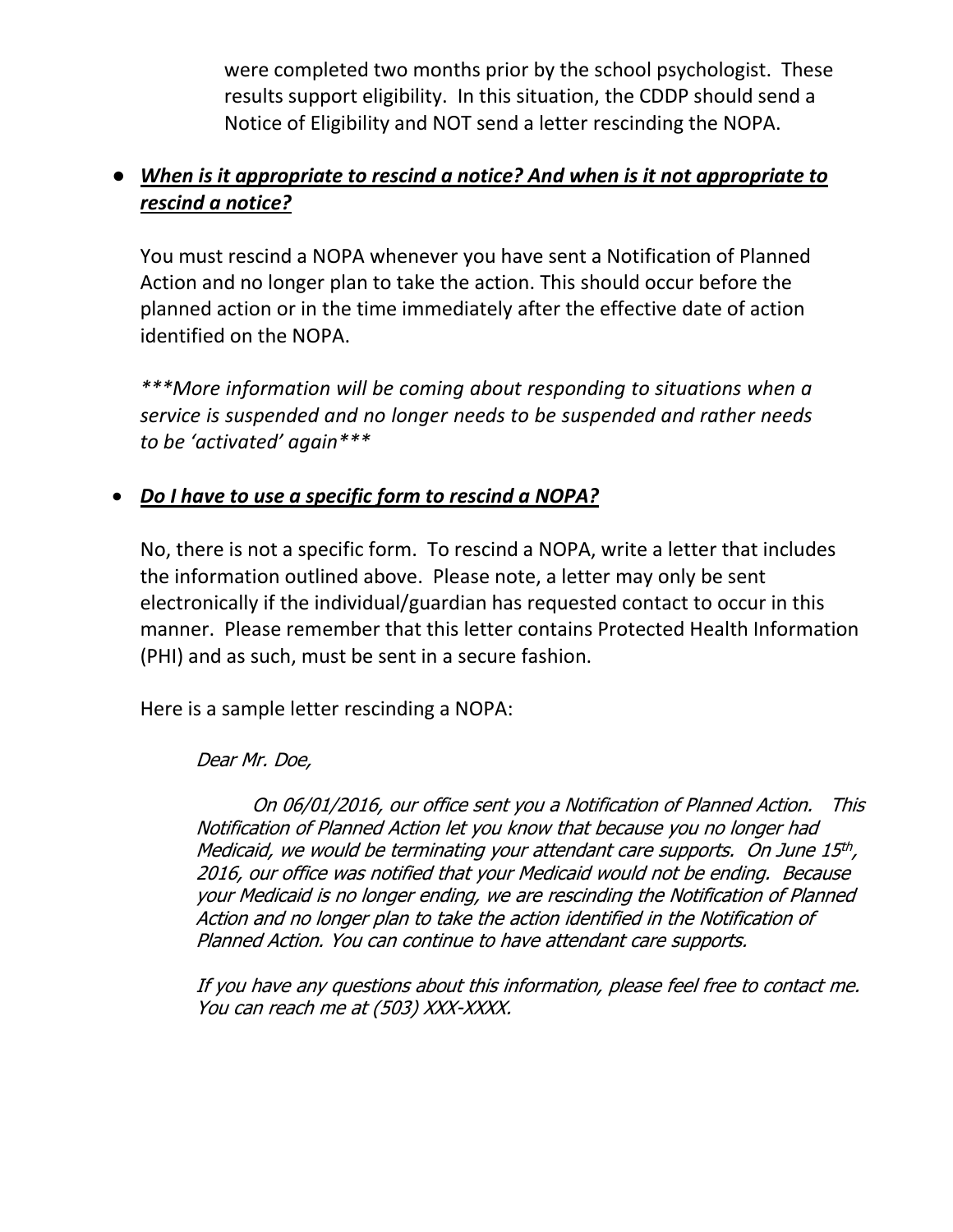were completed two months prior by the school psychologist. These results support eligibility. In this situation, the CDDP should send a Notice of Eligibility and NOT send a letter rescinding the NOPA.

- ***<u>When is it appropriate to rescind a notice? And when is it not appropriate to rescind a notice?</u>***

  You must rescind a NOPA whenever you have sent a Notification of Planned Action and no longer plan to take the action. This should occur before the planned action or in the time immediately after the effective date of action identified on the NOPA.

  *\*\*\*More information will be coming about responding to situations when a service is suspended and no longer needs to be suspended and rather needs to be 'activated' again\*\*\**

- ***<u>Do I have to use a specific form to rescind a NOPA?</u>***

  No, there is not a specific form. To rescind a NOPA, write a letter that includes the information outlined above. Please note, a letter may only be sent electronically if the individual/guardian has requested contact to occur in this manner. Please remember that this letter contains Protected Health Information (PHI) and as such, must be sent in a secure fashion.

  Here is a sample letter rescinding a NOPA:

  > *Dear Mr. Doe,*
  >
  > *On 06/01/2016, our office sent you a Notification of Planned Action. This Notification of Planned Action let you know that because you no longer had Medicaid, we would be terminating your attendant care supports. On June 15th, 2016, our office was notified that your Medicaid would not be ending. Because your Medicaid is no longer ending, we are rescinding the Notification of Planned Action and no longer plan to take the action identified in the Notification of Planned Action. You can continue to have attendant care supports.*
  >
  > *If you have any questions about this information, please feel free to contact me. You can reach me at (503) XXX-XXXX.*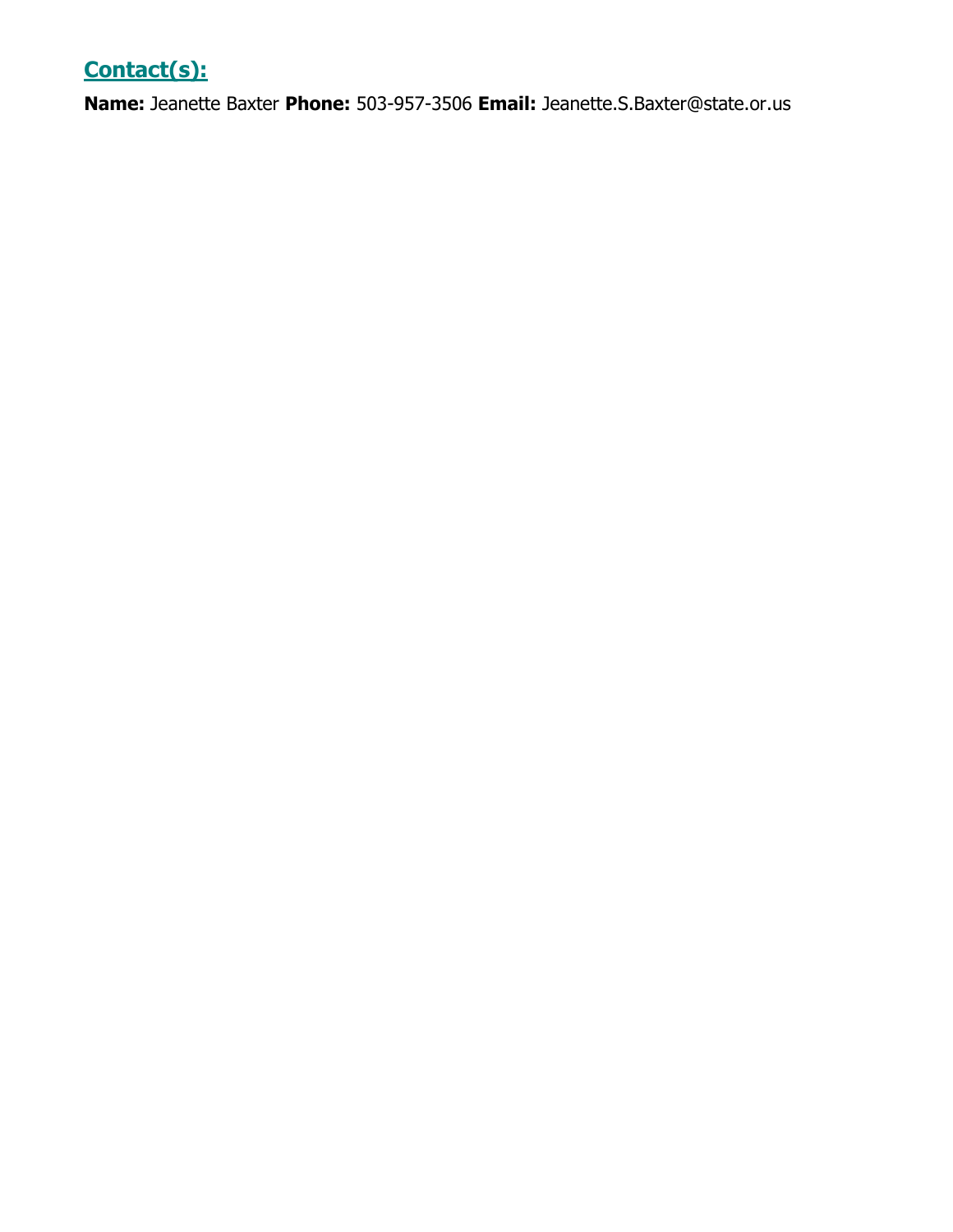## Contact(s):

**Name:** Jeanette Baxter **Phone:** 503-957-3506 **Email:** Jeanette.S.Baxter@state.or.us